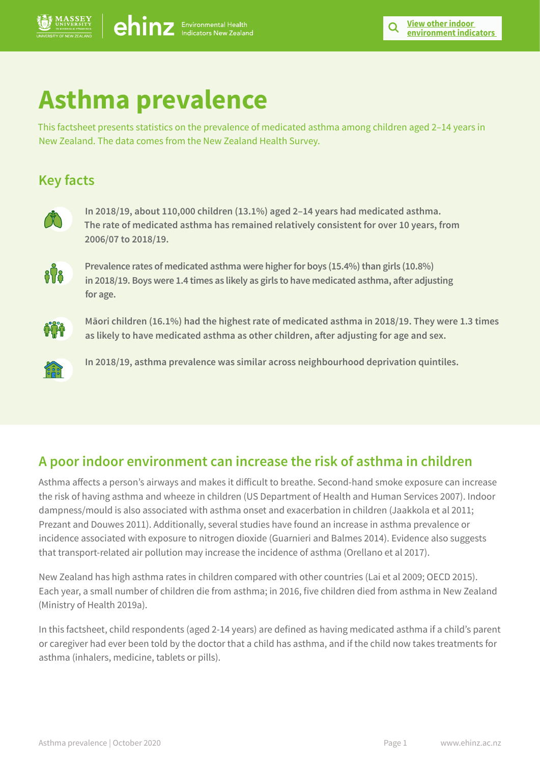# Asthma prevalence

This factsheet presents statistics on the prevalence of medicated asthma among children aged 2–14 years in New Zealand. The data comes from the New Zealand Health Survey.

## Key facts

**In 2018/19, about 110,000 children (13.1%) aged 2–14 years had medicated asthma. The rate of medicated asthma has remained relatively consistent for over 10 years, from 2006/07 to 2018/19.**

**Prevalence rates of medicated asthma were higher for boys (15.4%) than girls (10.8%) in 2018/19. Boys were 1.4 times as likely as girls to have medicated asthma, after adjusting for age.**

**Māori children (16.1%) had the highest rate of medicated asthma in 2018/19. They were 1.3 times as likely to have medicated asthma as other children, after adjusting for age and sex.**

**In 2018/19, asthma prevalence was similar across neighbourhood deprivation quintiles.**

## A poor indoor environment can increase the risk of asthma in children

Asthma affects a person's airways and makes it difficult to breathe. Second-hand smoke exposure can increase the risk of having asthma and wheeze in children (US Department of Health and Human Services 2007). Indoor dampness/mould is also associated with asthma onset and exacerbation in children (Jaakkola et al 2011; Prezant and Douwes 2011). Additionally, several studies have found an increase in asthma prevalence or incidence associated with exposure to nitrogen dioxide (Guarnieri and Balmes 2014). Evidence also suggests that transport-related air pollution may increase the incidence of asthma (Orellano et al 2017).

New Zealand has high asthma rates in children compared with other countries (Lai et al 2009; OECD 2015). Each year, a small number of children die from asthma; in 2016, five children died from asthma in New Zealand (Ministry of Health 2019a).

In this factsheet, child respondents (aged 2-14 years) are defined as having medicated asthma if a child's parent or caregiver had ever been told by the doctor that a child has asthma, and if the child now takes treatments for asthma (inhalers, medicine, tablets or pills).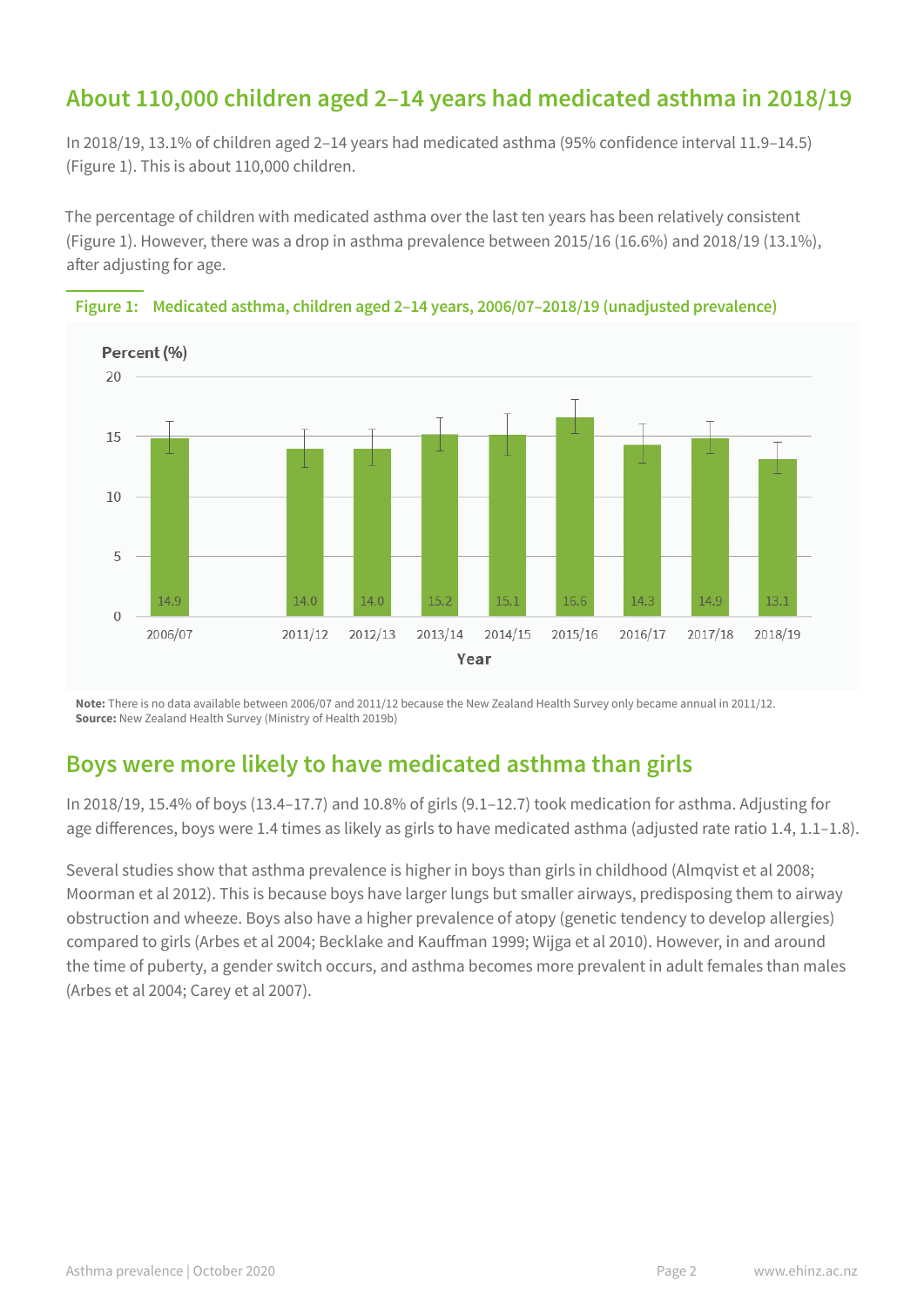## About 110,000 children aged 2–14 years had medicated asthma in 2018/19

In 2018/19, 13.1% of children aged 2–14 years had medicated asthma (95% confidence interval 11.9–14.5) (Figure 1). This is about 110,000 children.

The percentage of children with medicated asthma over the last ten years has been relatively consistent (Figure 1). However, there was a drop in asthma prevalence between 2015/16 (16.6%) and 2018/19 (13.1%), after adjusting for age.

**Figure 1: Medicated asthma, children aged 2–14 years, 2006/07–2018/19 (unadjusted prevalence)**

| Year | Percent (%) |
|---|---|
| 2006/07 | 14.9 |
| 2011/12 | 14.0 |
| 2012/13 | 14.0 |
| 2013/14 | 15.2 |
| 2014/15 | 15.1 |
| 2015/16 | 16.6 |
| 2016/17 | 14.3 |
| 2017/18 | 14.9 |
| 2018/19 | 13.1 |

**Note:** There is no data available between 2006/07 and 2011/12 because the New Zealand Health Survey only became annual in 2011/12.
**Source:** New Zealand Health Survey (Ministry of Health 2019b)

## Boys were more likely to have medicated asthma than girls

In 2018/19, 15.4% of boys (13.4–17.7) and 10.8% of girls (9.1–12.7) took medication for asthma. Adjusting for age differences, boys were 1.4 times as likely as girls to have medicated asthma (adjusted rate ratio 1.4, 1.1–1.8).

Several studies show that asthma prevalence is higher in boys than girls in childhood (Almqvist et al 2008; Moorman et al 2012). This is because boys have larger lungs but smaller airways, predisposing them to airway obstruction and wheeze. Boys also have a higher prevalence of atopy (genetic tendency to develop allergies) compared to girls (Arbes et al 2004; Becklake and Kauffman 1999; Wijga et al 2010). However, in and around the time of puberty, a gender switch occurs, and asthma becomes more prevalent in adult females than males (Arbes et al 2004; Carey et al 2007).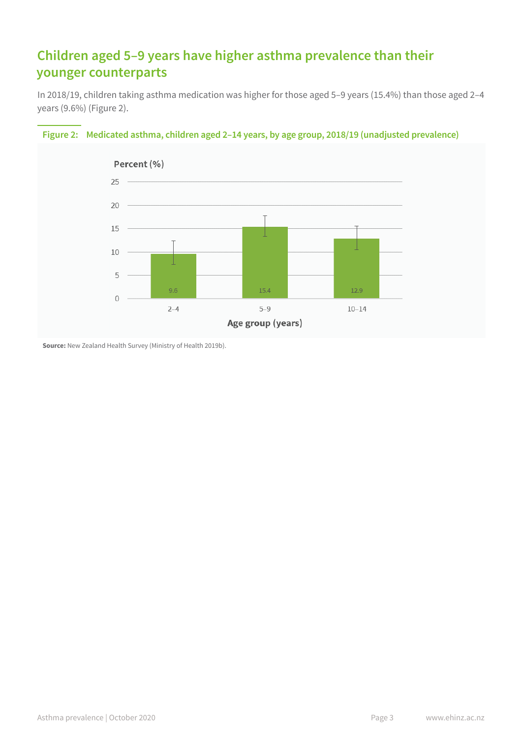## Children aged 5–9 years have higher asthma prevalence than their younger counterparts

In 2018/19, children taking asthma medication was higher for those aged 5–9 years (15.4%) than those aged 2–4 years (9.6%) (Figure 2).

**Figure 2: Medicated asthma, children aged 2–14 years, by age group, 2018/19 (unadjusted prevalence)**

| Age group (years) | Percent (%) |
| --- | --- |
| 2–4 | 9.6 |
| 5–9 | 15.4 |
| 10–14 | 12.9 |

**Source:** New Zealand Health Survey (Ministry of Health 2019b).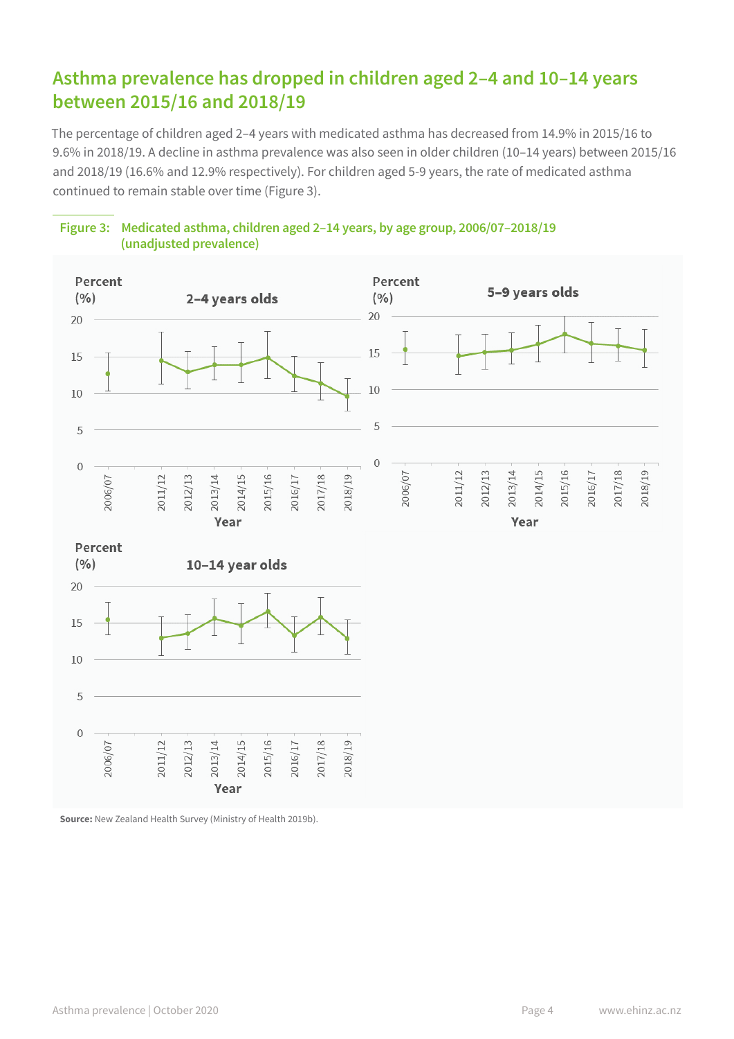## Asthma prevalence has dropped in children aged 2–4 and 10–14 years between 2015/16 and 2018/19

The percentage of children aged 2–4 years with medicated asthma has decreased from 14.9% in 2015/16 to 9.6% in 2018/19. A decline in asthma prevalence was also seen in older children (10–14 years) between 2015/16 and 2018/19 (16.6% and 12.9% respectively). For children aged 5-9 years, the rate of medicated asthma continued to remain stable over time (Figure 3).

**Figure 3: Medicated asthma, children aged 2–14 years, by age group, 2006/07–2018/19 (unadjusted prevalence)**

**Source:** New Zealand Health Survey (Ministry of Health 2019b).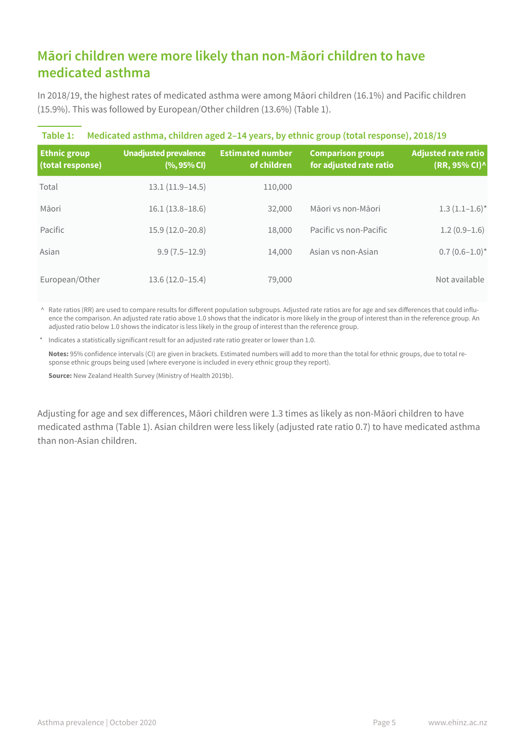## Māori children were more likely than non-Māori children to have medicated asthma

In 2018/19, the highest rates of medicated asthma were among Māori children (16.1%) and Pacific children (15.9%). This was followed by European/Other children (13.6%) (Table 1).

**Table 1: Medicated asthma, children aged 2–14 years, by ethnic group (total response), 2018/19**

| Ethnic group (total response) | Unadjusted prevalence (%, 95% CI) | Estimated number of children | Comparison groups for adjusted rate ratio | Adjusted rate ratio (RR, 95% CI)^ |
|---|---|---|---|---|
| Total | 13.1 (11.9–14.5) | 110,000 | | |
| Māori | 16.1 (13.8–18.6) | 32,000 | Māori vs non-Māori | 1.3 (1.1–1.6)* |
| Pacific | 15.9 (12.0–20.8) | 18,000 | Pacific vs non-Pacific | 1.2 (0.9–1.6) |
| Asian | 9.9 (7.5–12.9) | 14,000 | Asian vs non-Asian | 0.7 (0.6–1.0)* |
| European/Other | 13.6 (12.0–15.4) | 79,000 | | Not available |

^ Rate ratios (RR) are used to compare results for different population subgroups. Adjusted rate ratios are for age and sex differences that could influence the comparison. An adjusted rate ratio above 1.0 shows that the indicator is more likely in the group of interest than in the reference group. An adjusted ratio below 1.0 shows the indicator is less likely in the group of interest than the reference group.

* Indicates a statistically significant result for an adjusted rate ratio greater or lower than 1.0.

**Notes:** 95% confidence intervals (CI) are given in brackets. Estimated numbers will add to more than the total for ethnic groups, due to total response ethnic groups being used (where everyone is included in every ethnic group they report).

**Source:** New Zealand Health Survey (Ministry of Health 2019b).

Adjusting for age and sex differences, Māori children were 1.3 times as likely as non-Māori children to have medicated asthma (Table 1). Asian children were less likely (adjusted rate ratio 0.7) to have medicated asthma than non-Asian children.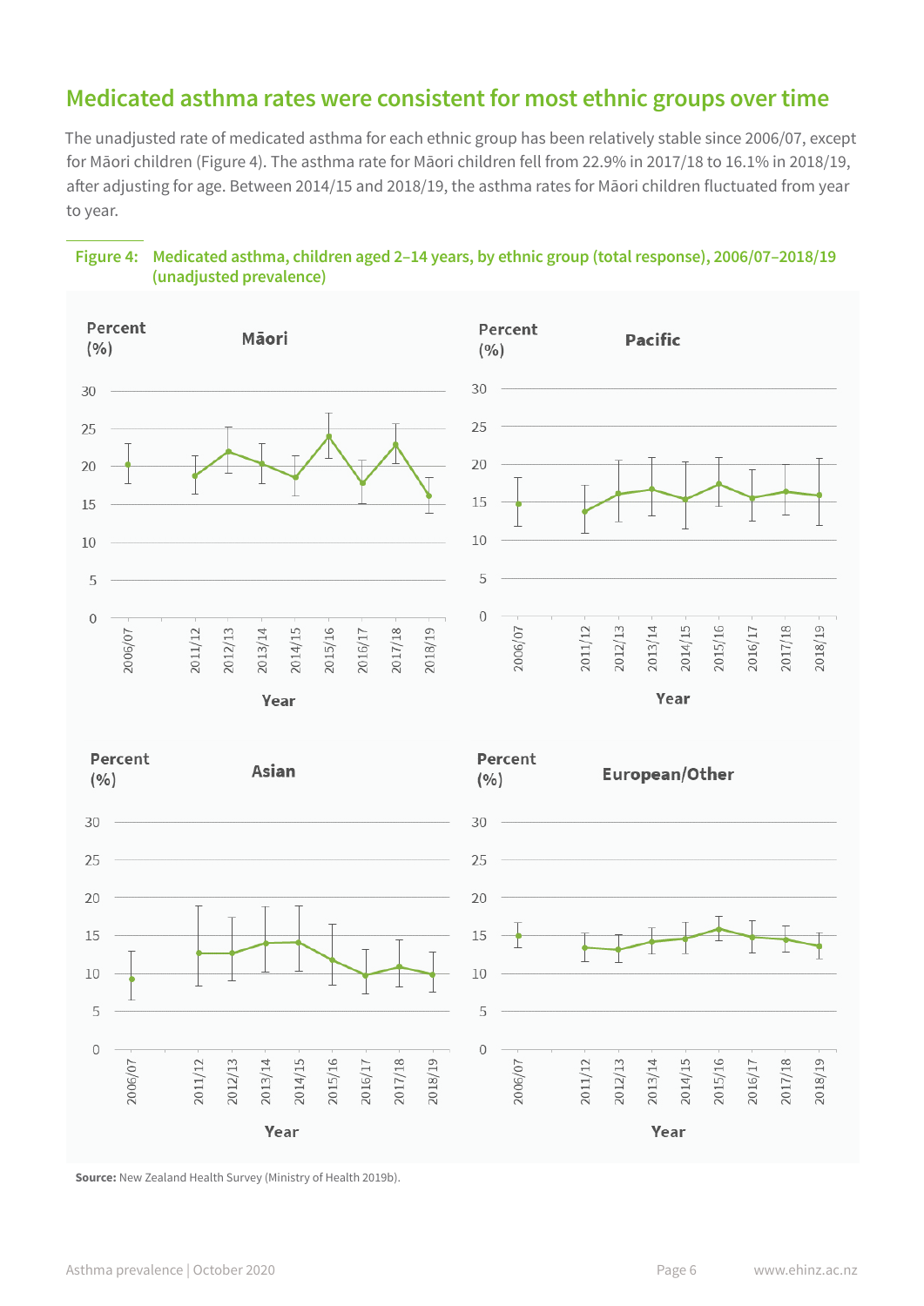## Medicated asthma rates were consistent for most ethnic groups over time

The unadjusted rate of medicated asthma for each ethnic group has been relatively stable since 2006/07, except for Māori children (Figure 4). The asthma rate for Māori children fell from 22.9% in 2017/18 to 16.1% in 2018/19, after adjusting for age. Between 2014/15 and 2018/19, the asthma rates for Māori children fluctuated from year to year.

**Figure 4: Medicated asthma, children aged 2–14 years, by ethnic group (total response), 2006/07–2018/19 (unadjusted prevalence)**

**Source:** New Zealand Health Survey (Ministry of Health 2019b).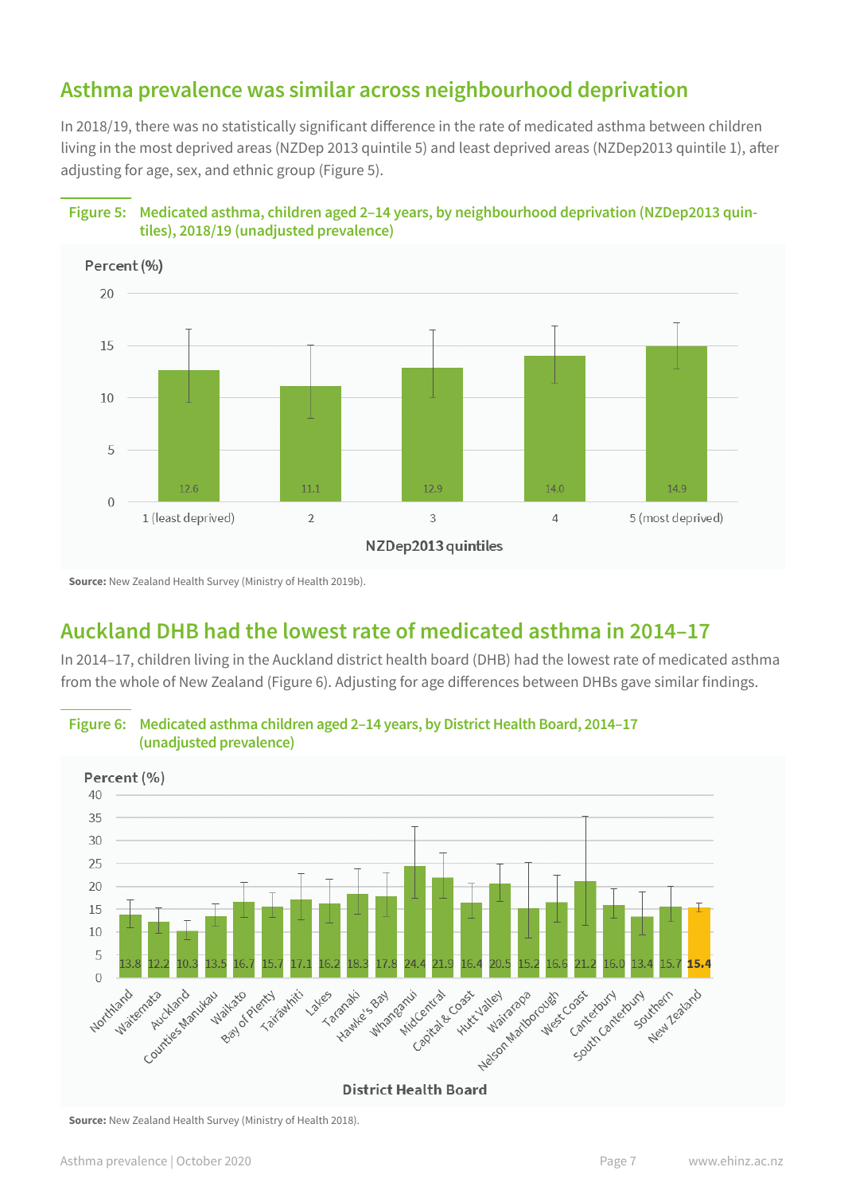## Asthma prevalence was similar across neighbourhood deprivation

In 2018/19, there was no statistically significant difference in the rate of medicated asthma between children living in the most deprived areas (NZDep 2013 quintile 5) and least deprived areas (NZDep2013 quintile 1), after adjusting for age, sex, and ethnic group (Figure 5).

**Figure 5: Medicated asthma, children aged 2–14 years, by neighbourhood deprivation (NZDep2013 quintiles), 2018/19 (unadjusted prevalence)**

| NZDep2013 quintiles | Percent (%) |
|---|---|
| 1 (least deprived) | 12.6 |
| 2 | 11.1 |
| 3 | 12.9 |
| 4 | 14.0 |
| 5 (most deprived) | 14.9 |

**Source:** New Zealand Health Survey (Ministry of Health 2019b).

## Auckland DHB had the lowest rate of medicated asthma in 2014–17

In 2014–17, children living in the Auckland district health board (DHB) had the lowest rate of medicated asthma from the whole of New Zealand (Figure 6). Adjusting for age differences between DHBs gave similar findings.

**Figure 6: Medicated asthma children aged 2–14 years, by District Health Board, 2014–17 (unadjusted prevalence)**

| District Health Board | Percent (%) |
|---|---|
| Northland | 13.8 |
| Waitemata | 12.2 |
| Auckland | 10.3 |
| Counties Manukau | 13.5 |
| Waikato | 16.7 |
| Bay of Plenty | 15.7 |
| Tairāwhiti | 17.1 |
| Lakes | 16.2 |
| Taranaki | 18.3 |
| Hawke's Bay | 17.8 |
| Whanganui | 24.4 |
| MidCentral | 21.9 |
| Capital & Coast | 16.4 |
| Hutt Valley | 20.5 |
| Wairarapa | 15.2 |
| Nelson Marlborough | 16.6 |
| West Coast | 21.2 |
| Canterbury | 16.0 |
| South Canterbury | 13.4 |
| Southern | 15.7 |
| **New Zealand** | **15.4** |

**Source:** New Zealand Health Survey (Ministry of Health 2018).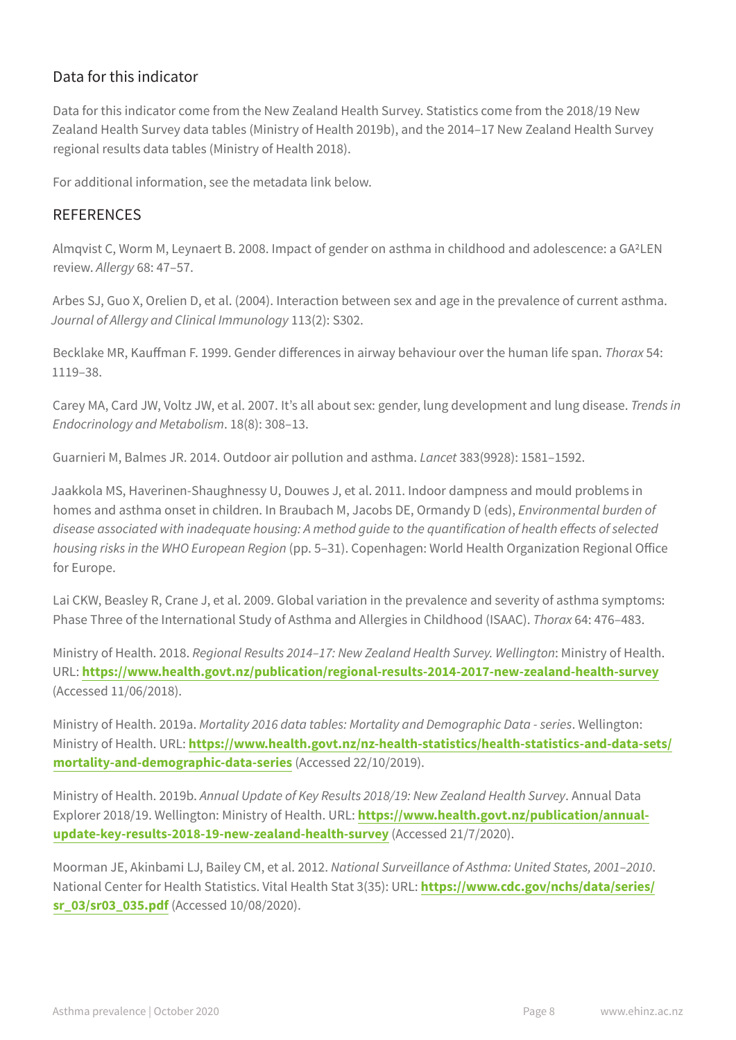## Data for this indicator

Data for this indicator come from the New Zealand Health Survey. Statistics come from the 2018/19 New Zealand Health Survey data tables (Ministry of Health 2019b), and the 2014–17 New Zealand Health Survey regional results data tables (Ministry of Health 2018).

For additional information, see the metadata link below.

## REFERENCES

Almqvist C, Worm M, Leynaert B. 2008. Impact of gender on asthma in childhood and adolescence: a GA²LEN review. *Allergy* 68: 47–57.

Arbes SJ, Guo X, Orelien D, et al. (2004). Interaction between sex and age in the prevalence of current asthma. *Journal of Allergy and Clinical Immunology* 113(2): S302.

Becklake MR, Kauffman F. 1999. Gender differences in airway behaviour over the human life span. *Thorax* 54: 1119–38.

Carey MA, Card JW, Voltz JW, et al. 2007. It's all about sex: gender, lung development and lung disease. *Trends in Endocrinology and Metabolism*. 18(8): 308–13.

Guarnieri M, Balmes JR. 2014. Outdoor air pollution and asthma. *Lancet* 383(9928): 1581–1592.

Jaakkola MS, Haverinen-Shaughnessy U, Douwes J, et al. 2011. Indoor dampness and mould problems in homes and asthma onset in children. In Braubach M, Jacobs DE, Ormandy D (eds), *Environmental burden of disease associated with inadequate housing: A method guide to the quantification of health effects of selected housing risks in the WHO European Region* (pp. 5–31). Copenhagen: World Health Organization Regional Office for Europe.

Lai CKW, Beasley R, Crane J, et al. 2009. Global variation in the prevalence and severity of asthma symptoms: Phase Three of the International Study of Asthma and Allergies in Childhood (ISAAC). *Thorax* 64: 476–483.

Ministry of Health. 2018. *Regional Results 2014–17: New Zealand Health Survey. Wellington*: Ministry of Health. URL: **https://www.health.govt.nz/publication/regional-results-2014-2017-new-zealand-health-survey** (Accessed 11/06/2018).

Ministry of Health. 2019a. *Mortality 2016 data tables: Mortality and Demographic Data - series*. Wellington: Ministry of Health. URL: **https://www.health.govt.nz/nz-health-statistics/health-statistics-and-data-sets/mortality-and-demographic-data-series** (Accessed 22/10/2019).

Ministry of Health. 2019b. *Annual Update of Key Results 2018/19: New Zealand Health Survey*. Annual Data Explorer 2018/19. Wellington: Ministry of Health. URL: **https://www.health.govt.nz/publication/annual-update-key-results-2018-19-new-zealand-health-survey** (Accessed 21/7/2020).

Moorman JE, Akinbami LJ, Bailey CM, et al. 2012. *National Surveillance of Asthma: United States, 2001–2010*. National Center for Health Statistics. Vital Health Stat 3(35): URL: **https://www.cdc.gov/nchs/data/series/sr_03/sr03_035.pdf** (Accessed 10/08/2020).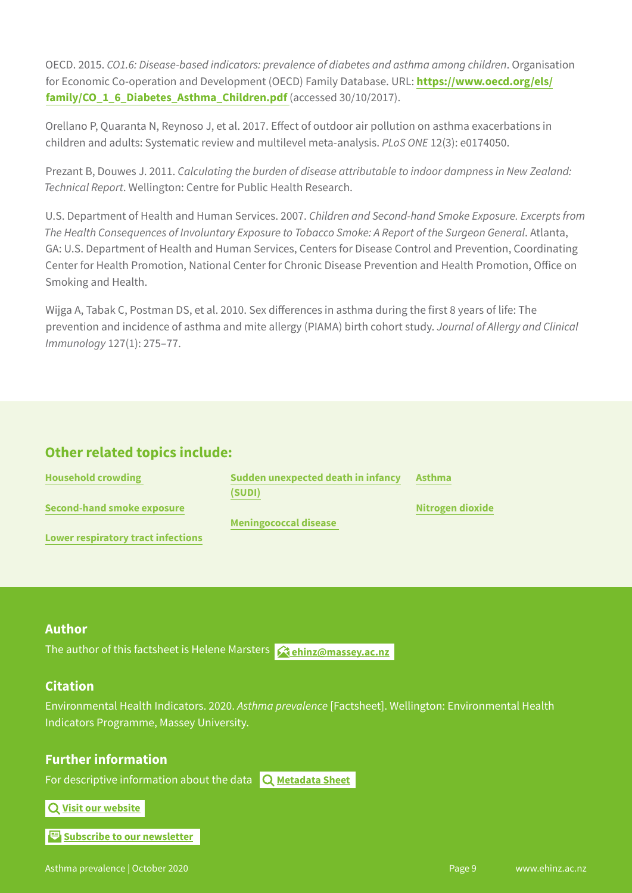OECD. 2015. *CO1.6: Disease-based indicators: prevalence of diabetes and asthma among children*. Organisation for Economic Co-operation and Development (OECD) Family Database. URL: **https://www.oecd.org/els/family/CO_1_6_Diabetes_Asthma_Children.pdf** (accessed 30/10/2017).

Orellano P, Quaranta N, Reynoso J, et al. 2017. Effect of outdoor air pollution on asthma exacerbations in children and adults: Systematic review and multilevel meta-analysis. *PLoS ONE* 12(3): e0174050.

Prezant B, Douwes J. 2011. *Calculating the burden of disease attributable to indoor dampness in New Zealand: Technical Report*. Wellington: Centre for Public Health Research.

U.S. Department of Health and Human Services. 2007. *Children and Second-hand Smoke Exposure. Excerpts from The Health Consequences of Involuntary Exposure to Tobacco Smoke: A Report of the Surgeon General*. Atlanta, GA: U.S. Department of Health and Human Services, Centers for Disease Control and Prevention, Coordinating Center for Health Promotion, National Center for Chronic Disease Prevention and Health Promotion, Office on Smoking and Health.

Wijga A, Tabak C, Postman DS, et al. 2010. Sex differences in asthma during the first 8 years of life: The prevention and incidence of asthma and mite allergy (PIAMA) birth cohort study. *Journal of Allergy and Clinical Immunology* 127(1): 275–77.

## Other related topics include:

- **Household crowding**
- **Second-hand smoke exposure**
- **Lower respiratory tract infections**
- **Sudden unexpected death in infancy (SUDI)**
- **Meningococcal disease**
- **Asthma**
- **Nitrogen dioxide**

## Author

The author of this factsheet is Helene Marsters **ehinz@massey.ac.nz**

## Citation

Environmental Health Indicators. 2020. *Asthma prevalence* [Factsheet]. Wellington: Environmental Health Indicators Programme, Massey University.

## Further information

For descriptive information about the data **Metadata Sheet**

**Visit our website**

**Subscribe to our newsletter**